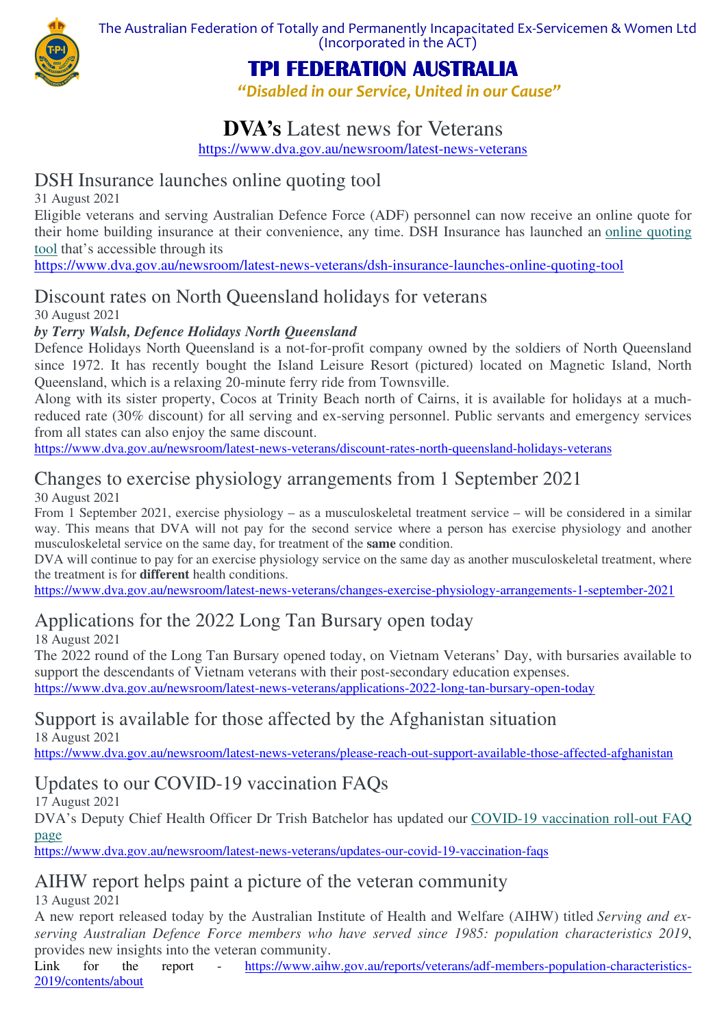The Australian Federation of Totally and Permanently Incapacitated Ex-Servicemen & Women Ltd
(Incorporated in the ACT)

# TPI FEDERATION AUSTRALIA

*"Disabled in our Service, United in our Cause"*

# **DVA's** Latest news for Veterans

https://www.dva.gov.au/newsroom/latest-news-veterans

## DSH Insurance launches online quoting tool

31 August 2021

Eligible veterans and serving Australian Defence Force (ADF) personnel can now receive an online quote for their home building insurance at their convenience, any time. DSH Insurance has launched an online quoting tool that's accessible through its

https://www.dva.gov.au/newsroom/latest-news-veterans/dsh-insurance-launches-online-quoting-tool

## Discount rates on North Queensland holidays for veterans

30 August 2021

***by Terry Walsh, Defence Holidays North Queensland***

Defence Holidays North Queensland is a not-for-profit company owned by the soldiers of North Queensland since 1972. It has recently bought the Island Leisure Resort (pictured) located on Magnetic Island, North Queensland, which is a relaxing 20-minute ferry ride from Townsville.

Along with its sister property, Cocos at Trinity Beach north of Cairns, it is available for holidays at a much-reduced rate (30% discount) for all serving and ex-serving personnel. Public servants and emergency services from all states can also enjoy the same discount.

https://www.dva.gov.au/newsroom/latest-news-veterans/discount-rates-north-queensland-holidays-veterans

## Changes to exercise physiology arrangements from 1 September 2021

30 August 2021

From 1 September 2021, exercise physiology – as a musculoskeletal treatment service – will be considered in a similar way. This means that DVA will not pay for the second service where a person has exercise physiology and another musculoskeletal service on the same day, for treatment of the **same** condition.

DVA will continue to pay for an exercise physiology service on the same day as another musculoskeletal treatment, where the treatment is for **different** health conditions.

https://www.dva.gov.au/newsroom/latest-news-veterans/changes-exercise-physiology-arrangements-1-september-2021

## Applications for the 2022 Long Tan Bursary open today

18 August 2021

The 2022 round of the Long Tan Bursary opened today, on Vietnam Veterans' Day, with bursaries available to support the descendants of Vietnam veterans with their post-secondary education expenses.

https://www.dva.gov.au/newsroom/latest-news-veterans/applications-2022-long-tan-bursary-open-today

## Support is available for those affected by the Afghanistan situation

18 August 2021

https://www.dva.gov.au/newsroom/latest-news-veterans/please-reach-out-support-available-those-affected-afghanistan

## Updates to our COVID-19 vaccination FAQs

17 August 2021

DVA's Deputy Chief Health Officer Dr Trish Batchelor has updated our COVID-19 vaccination roll-out FAQ page

https://www.dva.gov.au/newsroom/latest-news-veterans/updates-our-covid-19-vaccination-faqs

## AIHW report helps paint a picture of the veteran community

13 August 2021

A new report released today by the Australian Institute of Health and Welfare (AIHW) titled *Serving and ex-serving Australian Defence Force members who have served since 1985: population characteristics 2019*, provides new insights into the veteran community.

Link for the report - https://www.aihw.gov.au/reports/veterans/adf-members-population-characteristics-2019/contents/about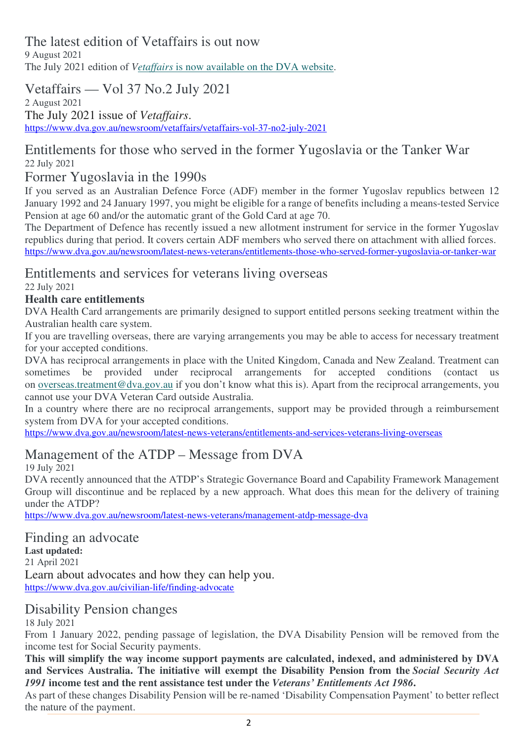## The latest edition of Vetaffairs is out now

9 August 2021

The July 2021 edition of *Vetaffairs* is now available on the DVA website.

## Vetaffairs — Vol 37 No.2 July 2021

2 August 2021

The July 2021 issue of *Vetaffairs*.

https://www.dva.gov.au/newsroom/vetaffairs/vetaffairs-vol-37-no2-july-2021

## Entitlements for those who served in the former Yugoslavia or the Tanker War

22 July 2021

### Former Yugoslavia in the 1990s

If you served as an Australian Defence Force (ADF) member in the former Yugoslav republics between 12 January 1992 and 24 January 1997, you might be eligible for a range of benefits including a means-tested Service Pension at age 60 and/or the automatic grant of the Gold Card at age 70.

The Department of Defence has recently issued a new allotment instrument for service in the former Yugoslav republics during that period. It covers certain ADF members who served there on attachment with allied forces.

https://www.dva.gov.au/newsroom/latest-news-veterans/entitlements-those-who-served-former-yugoslavia-or-tanker-war

## Entitlements and services for veterans living overseas

22 July 2021

**Health care entitlements**

DVA Health Card arrangements are primarily designed to support entitled persons seeking treatment within the Australian health care system.

If you are travelling overseas, there are varying arrangements you may be able to access for necessary treatment for your accepted conditions.

DVA has reciprocal arrangements in place with the United Kingdom, Canada and New Zealand. Treatment can sometimes be provided under reciprocal arrangements for accepted conditions (contact us on overseas.treatment@dva.gov.au if you don't know what this is). Apart from the reciprocal arrangements, you cannot use your DVA Veteran Card outside Australia.

In a country where there are no reciprocal arrangements, support may be provided through a reimbursement system from DVA for your accepted conditions.

https://www.dva.gov.au/newsroom/latest-news-veterans/entitlements-and-services-veterans-living-overseas

## Management of the ATDP – Message from DVA

19 July 2021

DVA recently announced that the ATDP's Strategic Governance Board and Capability Framework Management Group will discontinue and be replaced by a new approach. What does this mean for the delivery of training under the ATDP?

https://www.dva.gov.au/newsroom/latest-news-veterans/management-atdp-message-dva

## Finding an advocate

**Last updated:**

21 April 2021

Learn about advocates and how they can help you.

https://www.dva.gov.au/civilian-life/finding-advocate

## Disability Pension changes

18 July 2021

From 1 January 2022, pending passage of legislation, the DVA Disability Pension will be removed from the income test for Social Security payments.

**This will simplify the way income support payments are calculated, indexed, and administered by DVA and Services Australia. The initiative will exempt the Disability Pension from the *Social Security Act 1991* income test and the rent assistance test under the *Veterans' Entitlements Act 1986*.**

As part of these changes Disability Pension will be re-named 'Disability Compensation Payment' to better reflect the nature of the payment.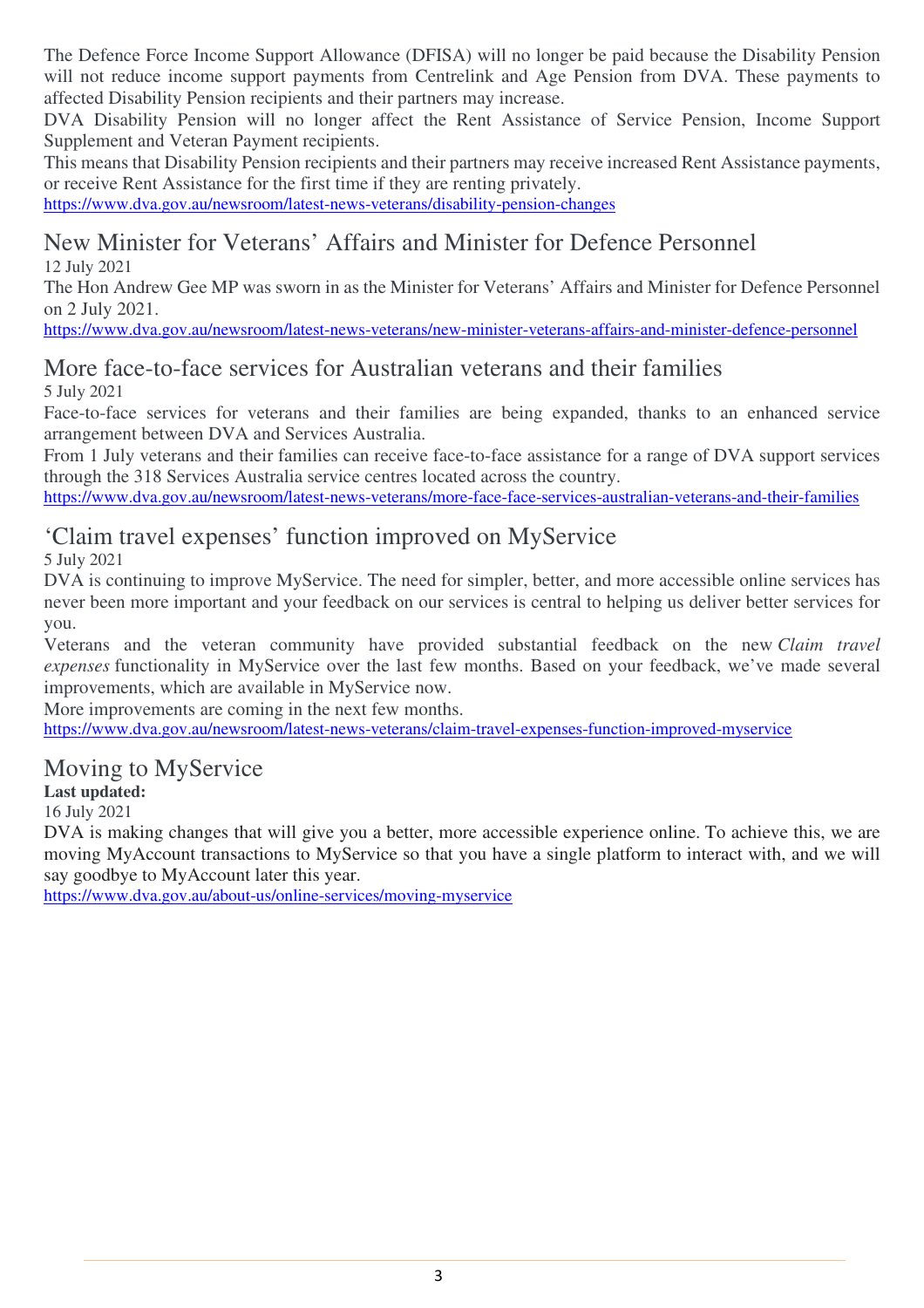The Defence Force Income Support Allowance (DFISA) will no longer be paid because the Disability Pension will not reduce income support payments from Centrelink and Age Pension from DVA. These payments to affected Disability Pension recipients and their partners may increase.

DVA Disability Pension will no longer affect the Rent Assistance of Service Pension, Income Support Supplement and Veteran Payment recipients.

This means that Disability Pension recipients and their partners may receive increased Rent Assistance payments, or receive Rent Assistance for the first time if they are renting privately.

https://www.dva.gov.au/newsroom/latest-news-veterans/disability-pension-changes

## New Minister for Veterans' Affairs and Minister for Defence Personnel

12 July 2021

The Hon Andrew Gee MP was sworn in as the Minister for Veterans' Affairs and Minister for Defence Personnel on 2 July 2021.

https://www.dva.gov.au/newsroom/latest-news-veterans/new-minister-veterans-affairs-and-minister-defence-personnel

## More face-to-face services for Australian veterans and their families

5 July 2021

Face-to-face services for veterans and their families are being expanded, thanks to an enhanced service arrangement between DVA and Services Australia.

From 1 July veterans and their families can receive face-to-face assistance for a range of DVA support services through the 318 Services Australia service centres located across the country.

https://www.dva.gov.au/newsroom/latest-news-veterans/more-face-face-services-australian-veterans-and-their-families

## 'Claim travel expenses' function improved on MyService

5 July 2021

DVA is continuing to improve MyService. The need for simpler, better, and more accessible online services has never been more important and your feedback on our services is central to helping us deliver better services for you.

Veterans and the veteran community have provided substantial feedback on the new *Claim travel expenses* functionality in MyService over the last few months. Based on your feedback, we've made several improvements, which are available in MyService now.

More improvements are coming in the next few months.

https://www.dva.gov.au/newsroom/latest-news-veterans/claim-travel-expenses-function-improved-myservice

## Moving to MyService

**Last updated:**

16 July 2021

DVA is making changes that will give you a better, more accessible experience online. To achieve this, we are moving MyAccount transactions to MyService so that you have a single platform to interact with, and we will say goodbye to MyAccount later this year.

https://www.dva.gov.au/about-us/online-services/moving-myservice